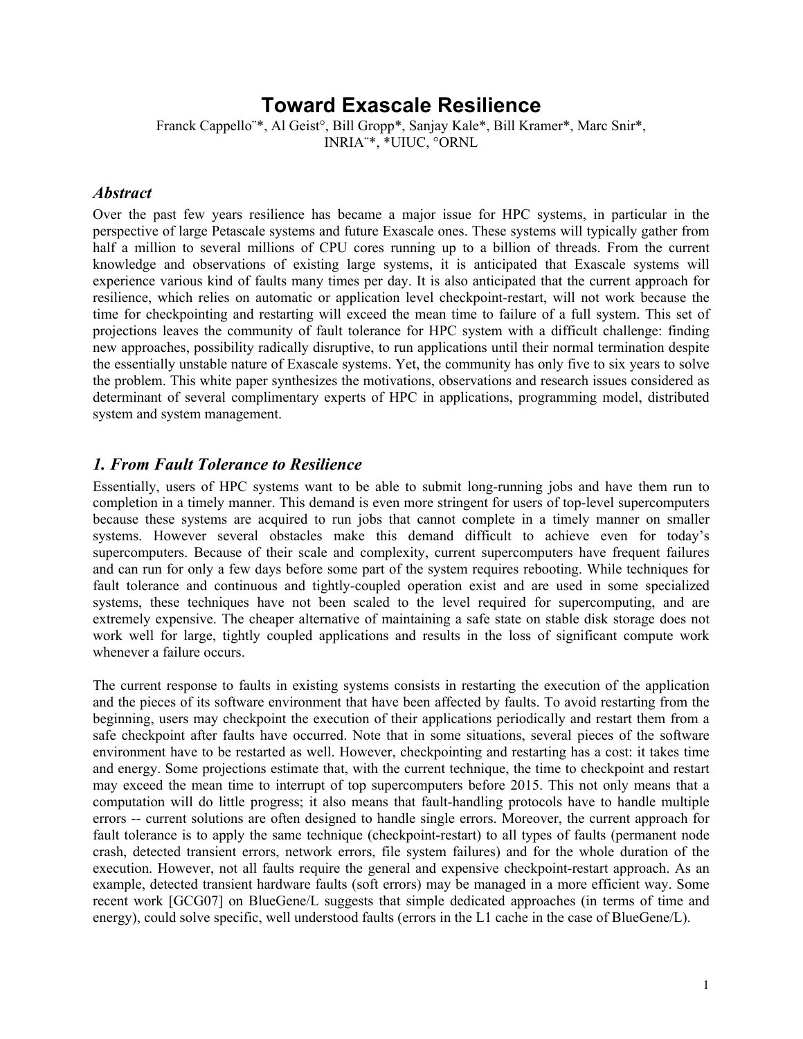# Toward Exascale Resilience

Franck Cappello¨*, Al Geist°, Bill Gropp*, Sanjay Kale*, Bill Kramer*, Marc Snir*,
INRIA¨*, *UIUC, °ORNL

## *Abstract*

Over the past few years resilience has became a major issue for HPC systems, in particular in the perspective of large Petascale systems and future Exascale ones. These systems will typically gather from half a million to several millions of CPU cores running up to a billion of threads. From the current knowledge and observations of existing large systems, it is anticipated that Exascale systems will experience various kind of faults many times per day. It is also anticipated that the current approach for resilience, which relies on automatic or application level checkpoint-restart, will not work because the time for checkpointing and restarting will exceed the mean time to failure of a full system. This set of projections leaves the community of fault tolerance for HPC system with a difficult challenge: finding new approaches, possibility radically disruptive, to run applications until their normal termination despite the essentially unstable nature of Exascale systems. Yet, the community has only five to six years to solve the problem. This white paper synthesizes the motivations, observations and research issues considered as determinant of several complimentary experts of HPC in applications, programming model, distributed system and system management.

## *1. From Fault Tolerance to Resilience*

Essentially, users of HPC systems want to be able to submit long-running jobs and have them run to completion in a timely manner. This demand is even more stringent for users of top-level supercomputers because these systems are acquired to run jobs that cannot complete in a timely manner on smaller systems. However several obstacles make this demand difficult to achieve even for today's supercomputers. Because of their scale and complexity, current supercomputers have frequent failures and can run for only a few days before some part of the system requires rebooting. While techniques for fault tolerance and continuous and tightly-coupled operation exist and are used in some specialized systems, these techniques have not been scaled to the level required for supercomputing, and are extremely expensive. The cheaper alternative of maintaining a safe state on stable disk storage does not work well for large, tightly coupled applications and results in the loss of significant compute work whenever a failure occurs.

The current response to faults in existing systems consists in restarting the execution of the application and the pieces of its software environment that have been affected by faults. To avoid restarting from the beginning, users may checkpoint the execution of their applications periodically and restart them from a safe checkpoint after faults have occurred. Note that in some situations, several pieces of the software environment have to be restarted as well. However, checkpointing and restarting has a cost: it takes time and energy. Some projections estimate that, with the current technique, the time to checkpoint and restart may exceed the mean time to interrupt of top supercomputers before 2015. This not only means that a computation will do little progress; it also means that fault-handling protocols have to handle multiple errors -- current solutions are often designed to handle single errors. Moreover, the current approach for fault tolerance is to apply the same technique (checkpoint-restart) to all types of faults (permanent node crash, detected transient errors, network errors, file system failures) and for the whole duration of the execution. However, not all faults require the general and expensive checkpoint-restart approach. As an example, detected transient hardware faults (soft errors) may be managed in a more efficient way. Some recent work [GCG07] on BlueGene/L suggests that simple dedicated approaches (in terms of time and energy), could solve specific, well understood faults (errors in the L1 cache in the case of BlueGene/L).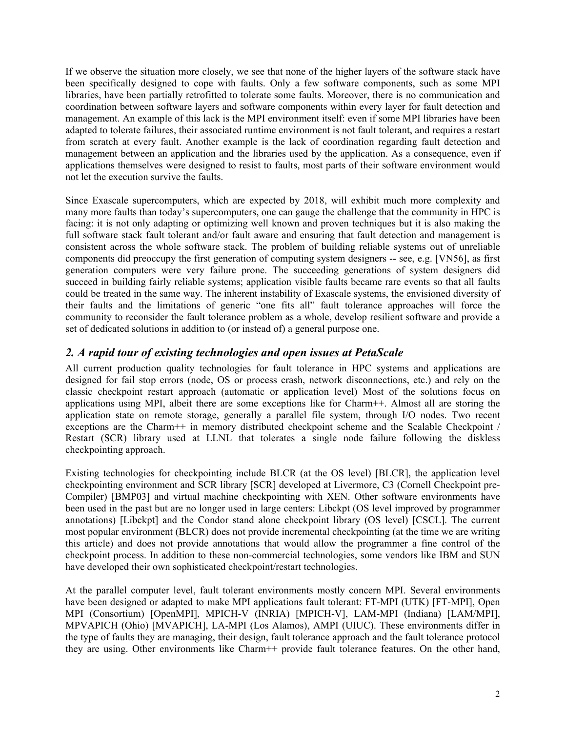If we observe the situation more closely, we see that none of the higher layers of the software stack have been specifically designed to cope with faults. Only a few software components, such as some MPI libraries, have been partially retrofitted to tolerate some faults. Moreover, there is no communication and coordination between software layers and software components within every layer for fault detection and management. An example of this lack is the MPI environment itself: even if some MPI libraries have been adapted to tolerate failures, their associated runtime environment is not fault tolerant, and requires a restart from scratch at every fault. Another example is the lack of coordination regarding fault detection and management between an application and the libraries used by the application. As a consequence, even if applications themselves were designed to resist to faults, most parts of their software environment would not let the execution survive the faults.

Since Exascale supercomputers, which are expected by 2018, will exhibit much more complexity and many more faults than today's supercomputers, one can gauge the challenge that the community in HPC is facing: it is not only adapting or optimizing well known and proven techniques but it is also making the full software stack fault tolerant and/or fault aware and ensuring that fault detection and management is consistent across the whole software stack. The problem of building reliable systems out of unreliable components did preoccupy the first generation of computing system designers -- see, e.g. [VN56], as first generation computers were very failure prone. The succeeding generations of system designers did succeed in building fairly reliable systems; application visible faults became rare events so that all faults could be treated in the same way. The inherent instability of Exascale systems, the envisioned diversity of their faults and the limitations of generic "one fits all" fault tolerance approaches will force the community to reconsider the fault tolerance problem as a whole, develop resilient software and provide a set of dedicated solutions in addition to (or instead of) a general purpose one.

## *2. A rapid tour of existing technologies and open issues at PetaScale*

All current production quality technologies for fault tolerance in HPC systems and applications are designed for fail stop errors (node, OS or process crash, network disconnections, etc.) and rely on the classic checkpoint restart approach (automatic or application level) Most of the solutions focus on applications using MPI, albeit there are some exceptions like for Charm++. Almost all are storing the application state on remote storage, generally a parallel file system, through I/O nodes. Two recent exceptions are the Charm++ in memory distributed checkpoint scheme and the Scalable Checkpoint / Restart (SCR) library used at LLNL that tolerates a single node failure following the diskless checkpointing approach.

Existing technologies for checkpointing include BLCR (at the OS level) [BLCR], the application level checkpointing environment and SCR library [SCR] developed at Livermore, C3 (Cornell Checkpoint pre-Compiler) [BMP03] and virtual machine checkpointing with XEN. Other software environments have been used in the past but are no longer used in large centers: Libckpt (OS level improved by programmer annotations) [Libckpt] and the Condor stand alone checkpoint library (OS level) [CSCL]. The current most popular environment (BLCR) does not provide incremental checkpointing (at the time we are writing this article) and does not provide annotations that would allow the programmer a fine control of the checkpoint process. In addition to these non-commercial technologies, some vendors like IBM and SUN have developed their own sophisticated checkpoint/restart technologies.

At the parallel computer level, fault tolerant environments mostly concern MPI. Several environments have been designed or adapted to make MPI applications fault tolerant: FT-MPI (UTK) [FT-MPI], Open MPI (Consortium) [OpenMPI], MPICH-V (INRIA) [MPICH-V], LAM-MPI (Indiana) [LAM/MPI], MPVAPICH (Ohio) [MVAPICH], LA-MPI (Los Alamos), AMPI (UIUC). These environments differ in the type of faults they are managing, their design, fault tolerance approach and the fault tolerance protocol they are using. Other environments like Charm++ provide fault tolerance features. On the other hand,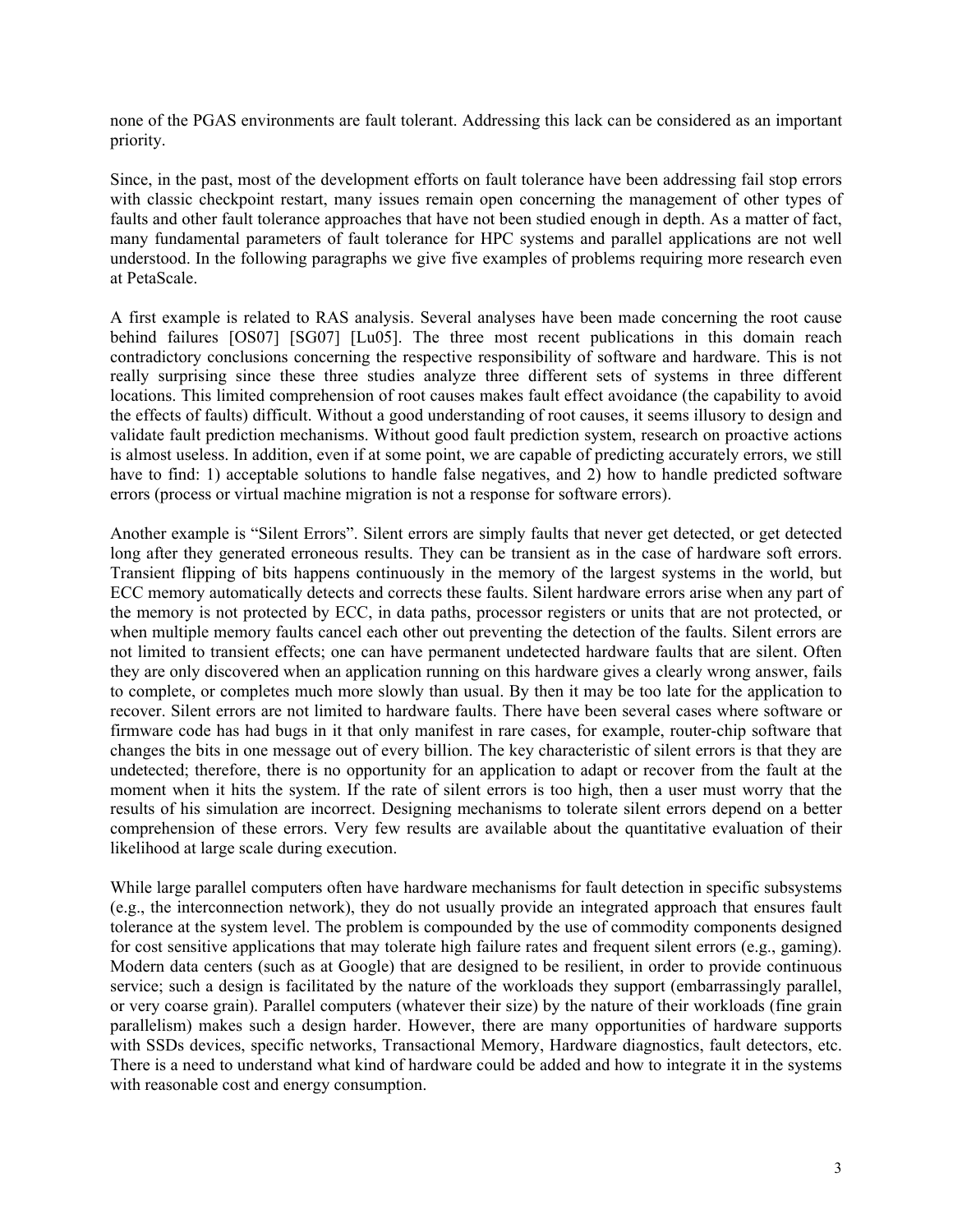none of the PGAS environments are fault tolerant. Addressing this lack can be considered as an important priority.

Since, in the past, most of the development efforts on fault tolerance have been addressing fail stop errors with classic checkpoint restart, many issues remain open concerning the management of other types of faults and other fault tolerance approaches that have not been studied enough in depth. As a matter of fact, many fundamental parameters of fault tolerance for HPC systems and parallel applications are not well understood. In the following paragraphs we give five examples of problems requiring more research even at PetaScale.

A first example is related to RAS analysis. Several analyses have been made concerning the root cause behind failures [OS07] [SG07] [Lu05]. The three most recent publications in this domain reach contradictory conclusions concerning the respective responsibility of software and hardware. This is not really surprising since these three studies analyze three different sets of systems in three different locations. This limited comprehension of root causes makes fault effect avoidance (the capability to avoid the effects of faults) difficult. Without a good understanding of root causes, it seems illusory to design and validate fault prediction mechanisms. Without good fault prediction system, research on proactive actions is almost useless. In addition, even if at some point, we are capable of predicting accurately errors, we still have to find: 1) acceptable solutions to handle false negatives, and 2) how to handle predicted software errors (process or virtual machine migration is not a response for software errors).

Another example is "Silent Errors". Silent errors are simply faults that never get detected, or get detected long after they generated erroneous results. They can be transient as in the case of hardware soft errors. Transient flipping of bits happens continuously in the memory of the largest systems in the world, but ECC memory automatically detects and corrects these faults. Silent hardware errors arise when any part of the memory is not protected by ECC, in data paths, processor registers or units that are not protected, or when multiple memory faults cancel each other out preventing the detection of the faults. Silent errors are not limited to transient effects; one can have permanent undetected hardware faults that are silent. Often they are only discovered when an application running on this hardware gives a clearly wrong answer, fails to complete, or completes much more slowly than usual. By then it may be too late for the application to recover. Silent errors are not limited to hardware faults. There have been several cases where software or firmware code has had bugs in it that only manifest in rare cases, for example, router-chip software that changes the bits in one message out of every billion. The key characteristic of silent errors is that they are undetected; therefore, there is no opportunity for an application to adapt or recover from the fault at the moment when it hits the system. If the rate of silent errors is too high, then a user must worry that the results of his simulation are incorrect. Designing mechanisms to tolerate silent errors depend on a better comprehension of these errors. Very few results are available about the quantitative evaluation of their likelihood at large scale during execution.

While large parallel computers often have hardware mechanisms for fault detection in specific subsystems (e.g., the interconnection network), they do not usually provide an integrated approach that ensures fault tolerance at the system level. The problem is compounded by the use of commodity components designed for cost sensitive applications that may tolerate high failure rates and frequent silent errors (e.g., gaming). Modern data centers (such as at Google) that are designed to be resilient, in order to provide continuous service; such a design is facilitated by the nature of the workloads they support (embarrassingly parallel, or very coarse grain). Parallel computers (whatever their size) by the nature of their workloads (fine grain parallelism) makes such a design harder. However, there are many opportunities of hardware supports with SSDs devices, specific networks, Transactional Memory, Hardware diagnostics, fault detectors, etc. There is a need to understand what kind of hardware could be added and how to integrate it in the systems with reasonable cost and energy consumption.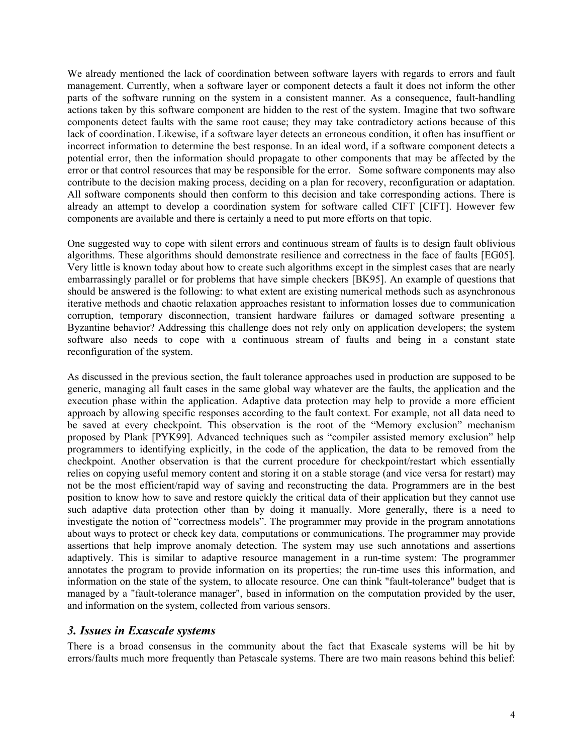We already mentioned the lack of coordination between software layers with regards to errors and fault management. Currently, when a software layer or component detects a fault it does not inform the other parts of the software running on the system in a consistent manner. As a consequence, fault-handling actions taken by this software component are hidden to the rest of the system. Imagine that two software components detect faults with the same root cause; they may take contradictory actions because of this lack of coordination. Likewise, if a software layer detects an erroneous condition, it often has insuffient or incorrect information to determine the best response. In an ideal word, if a software component detects a potential error, then the information should propagate to other components that may be affected by the error or that control resources that may be responsible for the error. Some software components may also contribute to the decision making process, deciding on a plan for recovery, reconfiguration or adaptation. All software components should then conform to this decision and take corresponding actions. There is already an attempt to develop a coordination system for software called CIFT [CIFT]. However few components are available and there is certainly a need to put more efforts on that topic.

One suggested way to cope with silent errors and continuous stream of faults is to design fault oblivious algorithms. These algorithms should demonstrate resilience and correctness in the face of faults [EG05]. Very little is known today about how to create such algorithms except in the simplest cases that are nearly embarrassingly parallel or for problems that have simple checkers [BK95]. An example of questions that should be answered is the following: to what extent are existing numerical methods such as asynchronous iterative methods and chaotic relaxation approaches resistant to information losses due to communication corruption, temporary disconnection, transient hardware failures or damaged software presenting a Byzantine behavior? Addressing this challenge does not rely only on application developers; the system software also needs to cope with a continuous stream of faults and being in a constant state reconfiguration of the system.

As discussed in the previous section, the fault tolerance approaches used in production are supposed to be generic, managing all fault cases in the same global way whatever are the faults, the application and the execution phase within the application. Adaptive data protection may help to provide a more efficient approach by allowing specific responses according to the fault context. For example, not all data need to be saved at every checkpoint. This observation is the root of the "Memory exclusion" mechanism proposed by Plank [PYK99]. Advanced techniques such as "compiler assisted memory exclusion" help programmers to identifying explicitly, in the code of the application, the data to be removed from the checkpoint. Another observation is that the current procedure for checkpoint/restart which essentially relies on copying useful memory content and storing it on a stable storage (and vice versa for restart) may not be the most efficient/rapid way of saving and reconstructing the data. Programmers are in the best position to know how to save and restore quickly the critical data of their application but they cannot use such adaptive data protection other than by doing it manually. More generally, there is a need to investigate the notion of "correctness models". The programmer may provide in the program annotations about ways to protect or check key data, computations or communications. The programmer may provide assertions that help improve anomaly detection. The system may use such annotations and assertions adaptively. This is similar to adaptive resource management in a run-time system: The programmer annotates the program to provide information on its properties; the run-time uses this information, and information on the state of the system, to allocate resource. One can think "fault-tolerance" budget that is managed by a "fault-tolerance manager", based in information on the computation provided by the user, and information on the system, collected from various sensors.

## *3. Issues in Exascale systems*

There is a broad consensus in the community about the fact that Exascale systems will be hit by errors/faults much more frequently than Petascale systems. There are two main reasons behind this belief: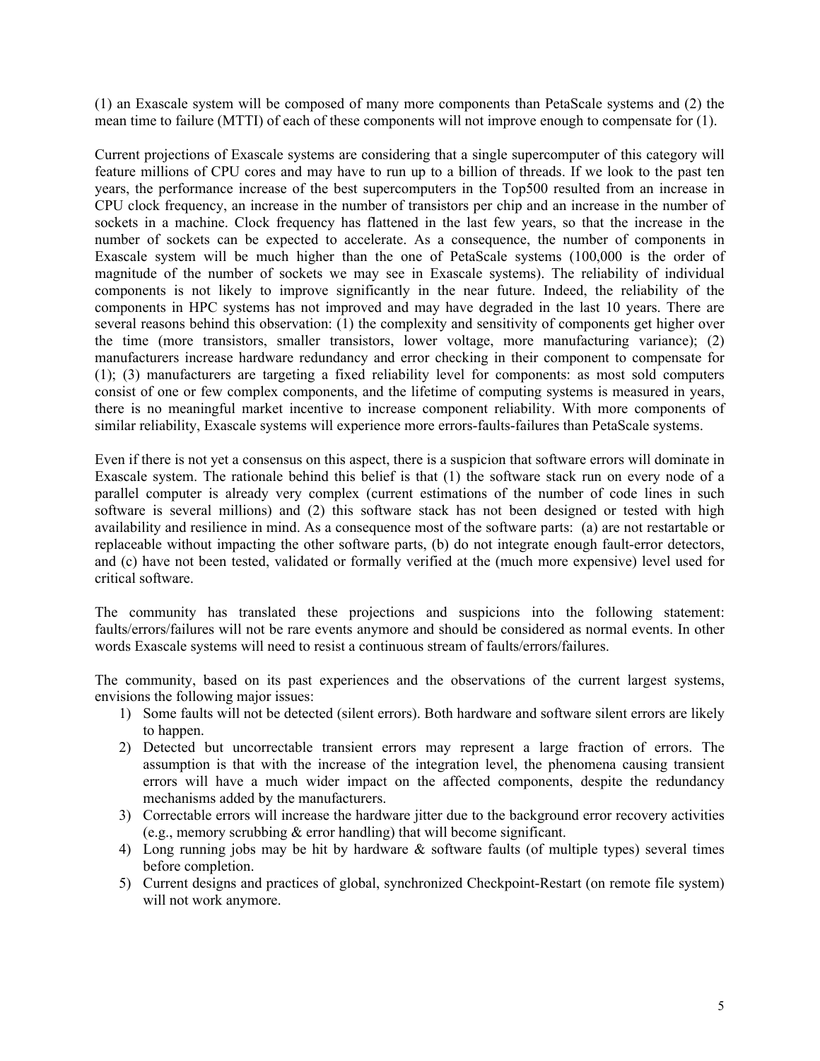(1) an Exascale system will be composed of many more components than PetaScale systems and (2) the mean time to failure (MTTI) of each of these components will not improve enough to compensate for (1).

Current projections of Exascale systems are considering that a single supercomputer of this category will feature millions of CPU cores and may have to run up to a billion of threads. If we look to the past ten years, the performance increase of the best supercomputers in the Top500 resulted from an increase in CPU clock frequency, an increase in the number of transistors per chip and an increase in the number of sockets in a machine. Clock frequency has flattened in the last few years, so that the increase in the number of sockets can be expected to accelerate. As a consequence, the number of components in Exascale system will be much higher than the one of PetaScale systems (100,000 is the order of magnitude of the number of sockets we may see in Exascale systems). The reliability of individual components is not likely to improve significantly in the near future. Indeed, the reliability of the components in HPC systems has not improved and may have degraded in the last 10 years. There are several reasons behind this observation: (1) the complexity and sensitivity of components get higher over the time (more transistors, smaller transistors, lower voltage, more manufacturing variance); (2) manufacturers increase hardware redundancy and error checking in their component to compensate for (1); (3) manufacturers are targeting a fixed reliability level for components: as most sold computers consist of one or few complex components, and the lifetime of computing systems is measured in years, there is no meaningful market incentive to increase component reliability. With more components of similar reliability, Exascale systems will experience more errors-faults-failures than PetaScale systems.

Even if there is not yet a consensus on this aspect, there is a suspicion that software errors will dominate in Exascale system. The rationale behind this belief is that (1) the software stack run on every node of a parallel computer is already very complex (current estimations of the number of code lines in such software is several millions) and (2) this software stack has not been designed or tested with high availability and resilience in mind. As a consequence most of the software parts: (a) are not restartable or replaceable without impacting the other software parts, (b) do not integrate enough fault-error detectors, and (c) have not been tested, validated or formally verified at the (much more expensive) level used for critical software.

The community has translated these projections and suspicions into the following statement: faults/errors/failures will not be rare events anymore and should be considered as normal events. In other words Exascale systems will need to resist a continuous stream of faults/errors/failures.

The community, based on its past experiences and the observations of the current largest systems, envisions the following major issues:

1) Some faults will not be detected (silent errors). Both hardware and software silent errors are likely to happen.
2) Detected but uncorrectable transient errors may represent a large fraction of errors. The assumption is that with the increase of the integration level, the phenomena causing transient errors will have a much wider impact on the affected components, despite the redundancy mechanisms added by the manufacturers.
3) Correctable errors will increase the hardware jitter due to the background error recovery activities (e.g., memory scrubbing & error handling) that will become significant.
4) Long running jobs may be hit by hardware & software faults (of multiple types) several times before completion.
5) Current designs and practices of global, synchronized Checkpoint-Restart (on remote file system) will not work anymore.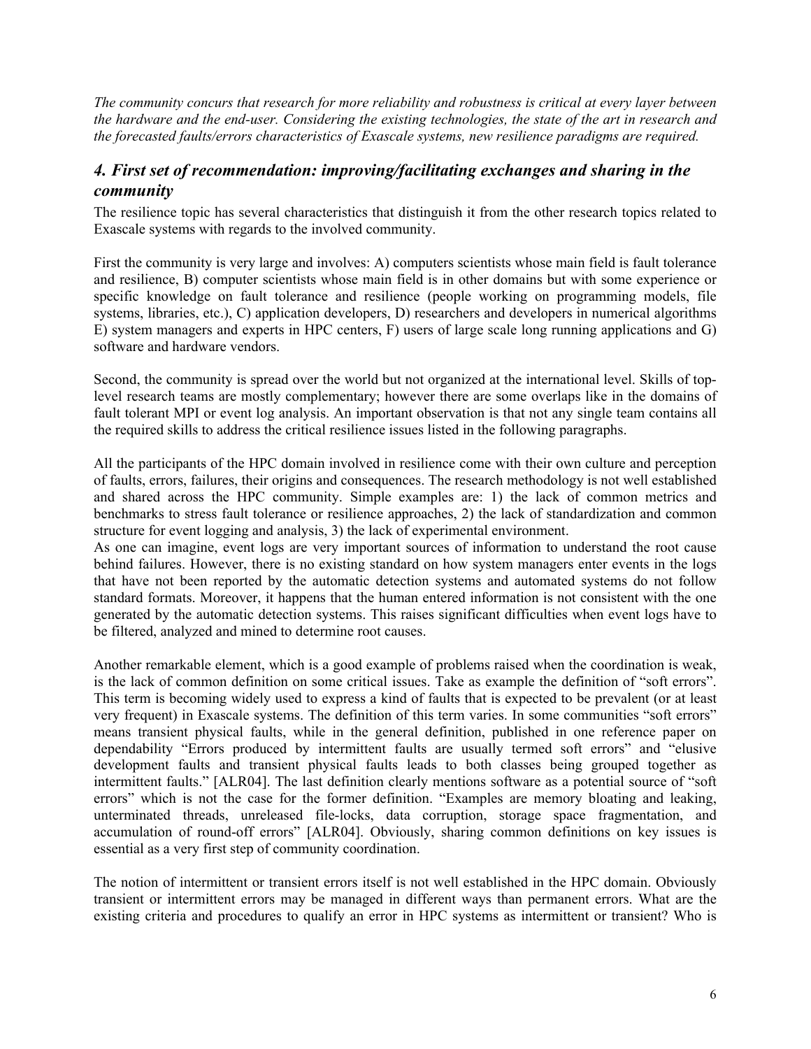*The community concurs that research for more reliability and robustness is critical at every layer between the hardware and the end-user. Considering the existing technologies, the state of the art in research and the forecasted faults/errors characteristics of Exascale systems, new resilience paradigms are required.*

## *4. First set of recommendation: improving/facilitating exchanges and sharing in the community*

The resilience topic has several characteristics that distinguish it from the other research topics related to Exascale systems with regards to the involved community.

First the community is very large and involves: A) computers scientists whose main field is fault tolerance and resilience, B) computer scientists whose main field is in other domains but with some experience or specific knowledge on fault tolerance and resilience (people working on programming models, file systems, libraries, etc.), C) application developers, D) researchers and developers in numerical algorithms E) system managers and experts in HPC centers, F) users of large scale long running applications and G) software and hardware vendors.

Second, the community is spread over the world but not organized at the international level. Skills of top-level research teams are mostly complementary; however there are some overlaps like in the domains of fault tolerant MPI or event log analysis. An important observation is that not any single team contains all the required skills to address the critical resilience issues listed in the following paragraphs.

All the participants of the HPC domain involved in resilience come with their own culture and perception of faults, errors, failures, their origins and consequences. The research methodology is not well established and shared across the HPC community. Simple examples are: 1) the lack of common metrics and benchmarks to stress fault tolerance or resilience approaches, 2) the lack of standardization and common structure for event logging and analysis, 3) the lack of experimental environment.
As one can imagine, event logs are very important sources of information to understand the root cause behind failures. However, there is no existing standard on how system managers enter events in the logs that have not been reported by the automatic detection systems and automated systems do not follow standard formats. Moreover, it happens that the human entered information is not consistent with the one generated by the automatic detection systems. This raises significant difficulties when event logs have to be filtered, analyzed and mined to determine root causes.

Another remarkable element, which is a good example of problems raised when the coordination is weak, is the lack of common definition on some critical issues. Take as example the definition of "soft errors". This term is becoming widely used to express a kind of faults that is expected to be prevalent (or at least very frequent) in Exascale systems. The definition of this term varies. In some communities "soft errors" means transient physical faults, while in the general definition, published in one reference paper on dependability "Errors produced by intermittent faults are usually termed soft errors" and "elusive development faults and transient physical faults leads to both classes being grouped together as intermittent faults." [ALR04]. The last definition clearly mentions software as a potential source of "soft errors" which is not the case for the former definition. "Examples are memory bloating and leaking, unterminated threads, unreleased file-locks, data corruption, storage space fragmentation, and accumulation of round-off errors" [ALR04]. Obviously, sharing common definitions on key issues is essential as a very first step of community coordination.

The notion of intermittent or transient errors itself is not well established in the HPC domain. Obviously transient or intermittent errors may be managed in different ways than permanent errors. What are the existing criteria and procedures to qualify an error in HPC systems as intermittent or transient? Who is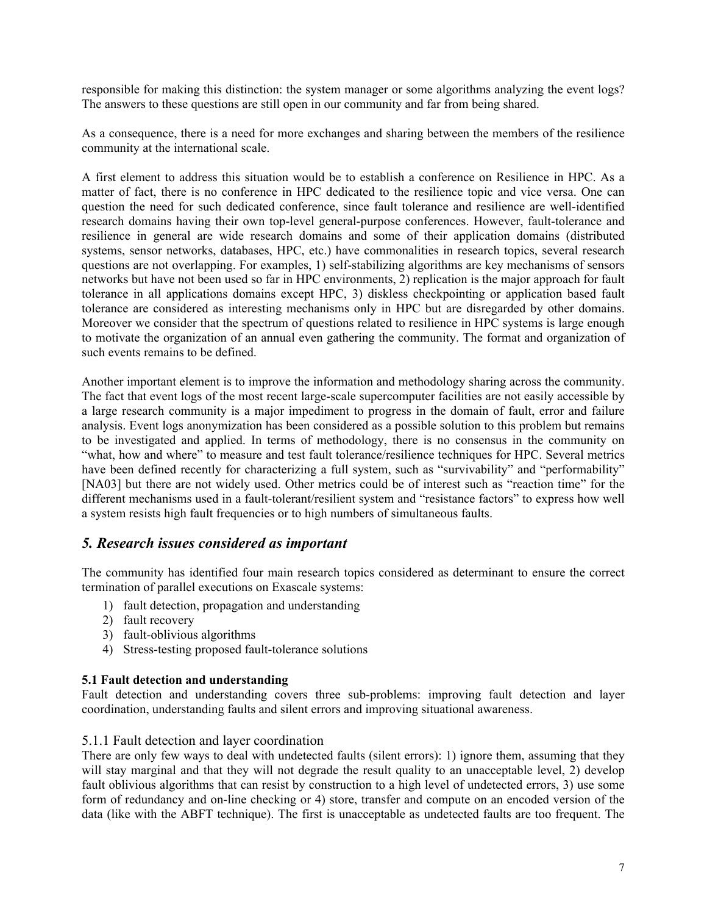responsible for making this distinction: the system manager or some algorithms analyzing the event logs? The answers to these questions are still open in our community and far from being shared.

As a consequence, there is a need for more exchanges and sharing between the members of the resilience community at the international scale.

A first element to address this situation would be to establish a conference on Resilience in HPC. As a matter of fact, there is no conference in HPC dedicated to the resilience topic and vice versa. One can question the need for such dedicated conference, since fault tolerance and resilience are well-identified research domains having their own top-level general-purpose conferences. However, fault-tolerance and resilience in general are wide research domains and some of their application domains (distributed systems, sensor networks, databases, HPC, etc.) have commonalities in research topics, several research questions are not overlapping. For examples, 1) self-stabilizing algorithms are key mechanisms of sensors networks but have not been used so far in HPC environments, 2) replication is the major approach for fault tolerance in all applications domains except HPC, 3) diskless checkpointing or application based fault tolerance are considered as interesting mechanisms only in HPC but are disregarded by other domains. Moreover we consider that the spectrum of questions related to resilience in HPC systems is large enough to motivate the organization of an annual even gathering the community. The format and organization of such events remains to be defined.

Another important element is to improve the information and methodology sharing across the community. The fact that event logs of the most recent large-scale supercomputer facilities are not easily accessible by a large research community is a major impediment to progress in the domain of fault, error and failure analysis. Event logs anonymization has been considered as a possible solution to this problem but remains to be investigated and applied. In terms of methodology, there is no consensus in the community on "what, how and where" to measure and test fault tolerance/resilience techniques for HPC. Several metrics have been defined recently for characterizing a full system, such as "survivability" and "performability" [NA03] but there are not widely used. Other metrics could be of interest such as "reaction time" for the different mechanisms used in a fault-tolerant/resilient system and "resistance factors" to express how well a system resists high fault frequencies or to high numbers of simultaneous faults.

## *5. Research issues considered as important*

The community has identified four main research topics considered as determinant to ensure the correct termination of parallel executions on Exascale systems:

1) fault detection, propagation and understanding
2) fault recovery
3) fault-oblivious algorithms
4) Stress-testing proposed fault-tolerance solutions

**5.1 Fault detection and understanding**

Fault detection and understanding covers three sub-problems: improving fault detection and layer coordination, understanding faults and silent errors and improving situational awareness.

### 5.1.1 Fault detection and layer coordination

There are only few ways to deal with undetected faults (silent errors): 1) ignore them, assuming that they will stay marginal and that they will not degrade the result quality to an unacceptable level, 2) develop fault oblivious algorithms that can resist by construction to a high level of undetected errors, 3) use some form of redundancy and on-line checking or 4) store, transfer and compute on an encoded version of the data (like with the ABFT technique). The first is unacceptable as undetected faults are too frequent. The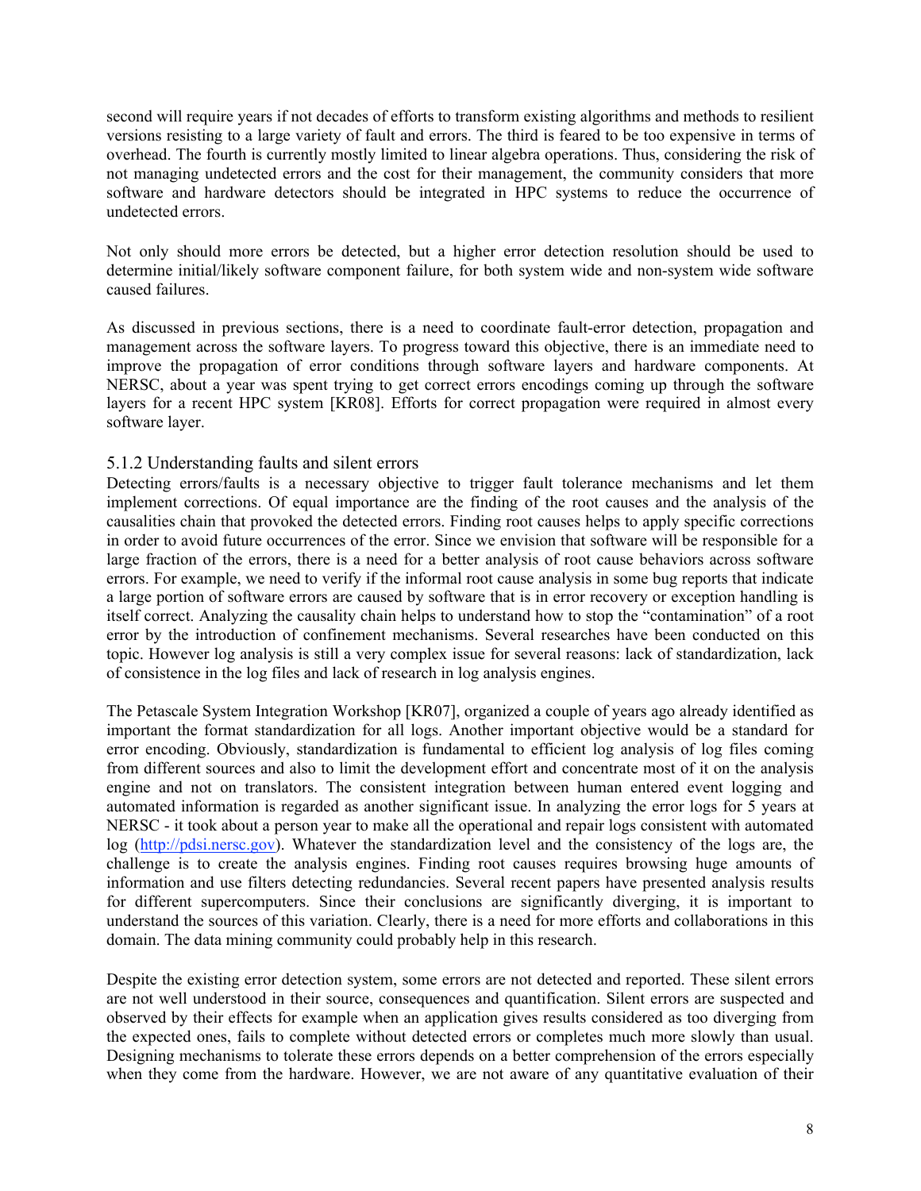second will require years if not decades of efforts to transform existing algorithms and methods to resilient versions resisting to a large variety of fault and errors. The third is feared to be too expensive in terms of overhead. The fourth is currently mostly limited to linear algebra operations. Thus, considering the risk of not managing undetected errors and the cost for their management, the community considers that more software and hardware detectors should be integrated in HPC systems to reduce the occurrence of undetected errors.

Not only should more errors be detected, but a higher error detection resolution should be used to determine initial/likely software component failure, for both system wide and non-system wide software caused failures.

As discussed in previous sections, there is a need to coordinate fault-error detection, propagation and management across the software layers. To progress toward this objective, there is an immediate need to improve the propagation of error conditions through software layers and hardware components. At NERSC, about a year was spent trying to get correct errors encodings coming up through the software layers for a recent HPC system [KR08]. Efforts for correct propagation were required in almost every software layer.

### 5.1.2 Understanding faults and silent errors

Detecting errors/faults is a necessary objective to trigger fault tolerance mechanisms and let them implement corrections. Of equal importance are the finding of the root causes and the analysis of the causalities chain that provoked the detected errors. Finding root causes helps to apply specific corrections in order to avoid future occurrences of the error. Since we envision that software will be responsible for a large fraction of the errors, there is a need for a better analysis of root cause behaviors across software errors. For example, we need to verify if the informal root cause analysis in some bug reports that indicate a large portion of software errors are caused by software that is in error recovery or exception handling is itself correct. Analyzing the causality chain helps to understand how to stop the "contamination" of a root error by the introduction of confinement mechanisms. Several researches have been conducted on this topic. However log analysis is still a very complex issue for several reasons: lack of standardization, lack of consistence in the log files and lack of research in log analysis engines.

The Petascale System Integration Workshop [KR07], organized a couple of years ago already identified as important the format standardization for all logs. Another important objective would be a standard for error encoding. Obviously, standardization is fundamental to efficient log analysis of log files coming from different sources and also to limit the development effort and concentrate most of it on the analysis engine and not on translators. The consistent integration between human entered event logging and automated information is regarded as another significant issue. In analyzing the error logs for 5 years at NERSC - it took about a person year to make all the operational and repair logs consistent with automated log (http://pdsi.nersc.gov). Whatever the standardization level and the consistency of the logs are, the challenge is to create the analysis engines. Finding root causes requires browsing huge amounts of information and use filters detecting redundancies. Several recent papers have presented analysis results for different supercomputers. Since their conclusions are significantly diverging, it is important to understand the sources of this variation. Clearly, there is a need for more efforts and collaborations in this domain. The data mining community could probably help in this research.

Despite the existing error detection system, some errors are not detected and reported. These silent errors are not well understood in their source, consequences and quantification. Silent errors are suspected and observed by their effects for example when an application gives results considered as too diverging from the expected ones, fails to complete without detected errors or completes much more slowly than usual. Designing mechanisms to tolerate these errors depends on a better comprehension of the errors especially when they come from the hardware. However, we are not aware of any quantitative evaluation of their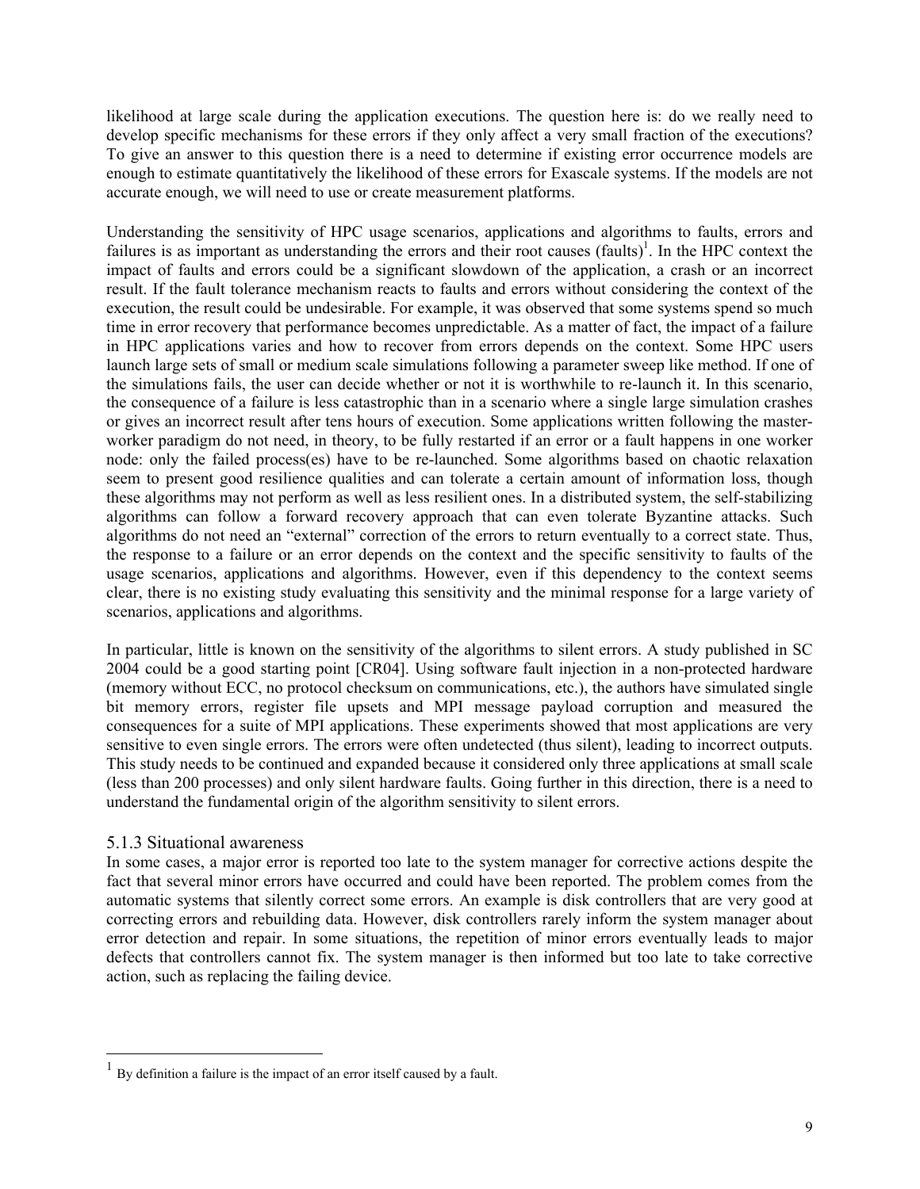likelihood at large scale during the application executions. The question here is: do we really need to develop specific mechanisms for these errors if they only affect a very small fraction of the executions? To give an answer to this question there is a need to determine if existing error occurrence models are enough to estimate quantitatively the likelihood of these errors for Exascale systems. If the models are not accurate enough, we will need to use or create measurement platforms.

Understanding the sensitivity of HPC usage scenarios, applications and algorithms to faults, errors and failures is as important as understanding the errors and their root causes (faults)[1]. In the HPC context the impact of faults and errors could be a significant slowdown of the application, a crash or an incorrect result. If the fault tolerance mechanism reacts to faults and errors without considering the context of the execution, the result could be undesirable. For example, it was observed that some systems spend so much time in error recovery that performance becomes unpredictable. As a matter of fact, the impact of a failure in HPC applications varies and how to recover from errors depends on the context. Some HPC users launch large sets of small or medium scale simulations following a parameter sweep like method. If one of the simulations fails, the user can decide whether or not it is worthwhile to re-launch it. In this scenario, the consequence of a failure is less catastrophic than in a scenario where a single large simulation crashes or gives an incorrect result after tens hours of execution. Some applications written following the master-worker paradigm do not need, in theory, to be fully restarted if an error or a fault happens in one worker node: only the failed process(es) have to be re-launched. Some algorithms based on chaotic relaxation seem to present good resilience qualities and can tolerate a certain amount of information loss, though these algorithms may not perform as well as less resilient ones. In a distributed system, the self-stabilizing algorithms can follow a forward recovery approach that can even tolerate Byzantine attacks. Such algorithms do not need an "external" correction of the errors to return eventually to a correct state. Thus, the response to a failure or an error depends on the context and the specific sensitivity to faults of the usage scenarios, applications and algorithms. However, even if this dependency to the context seems clear, there is no existing study evaluating this sensitivity and the minimal response for a large variety of scenarios, applications and algorithms.

In particular, little is known on the sensitivity of the algorithms to silent errors. A study published in SC 2004 could be a good starting point [CR04]. Using software fault injection in a non-protected hardware (memory without ECC, no protocol checksum on communications, etc.), the authors have simulated single bit memory errors, register file upsets and MPI message payload corruption and measured the consequences for a suite of MPI applications. These experiments showed that most applications are very sensitive to even single errors. The errors were often undetected (thus silent), leading to incorrect outputs. This study needs to be continued and expanded because it considered only three applications at small scale (less than 200 processes) and only silent hardware faults. Going further in this direction, there is a need to understand the fundamental origin of the algorithm sensitivity to silent errors.

### 5.1.3 Situational awareness

In some cases, a major error is reported too late to the system manager for corrective actions despite the fact that several minor errors have occurred and could have been reported. The problem comes from the automatic systems that silently correct some errors. An example is disk controllers that are very good at correcting errors and rebuilding data. However, disk controllers rarely inform the system manager about error detection and repair. In some situations, the repetition of minor errors eventually leads to major defects that controllers cannot fix. The system manager is then informed but too late to take corrective action, such as replacing the failing device.

---

[1] By definition a failure is the impact of an error itself caused by a fault.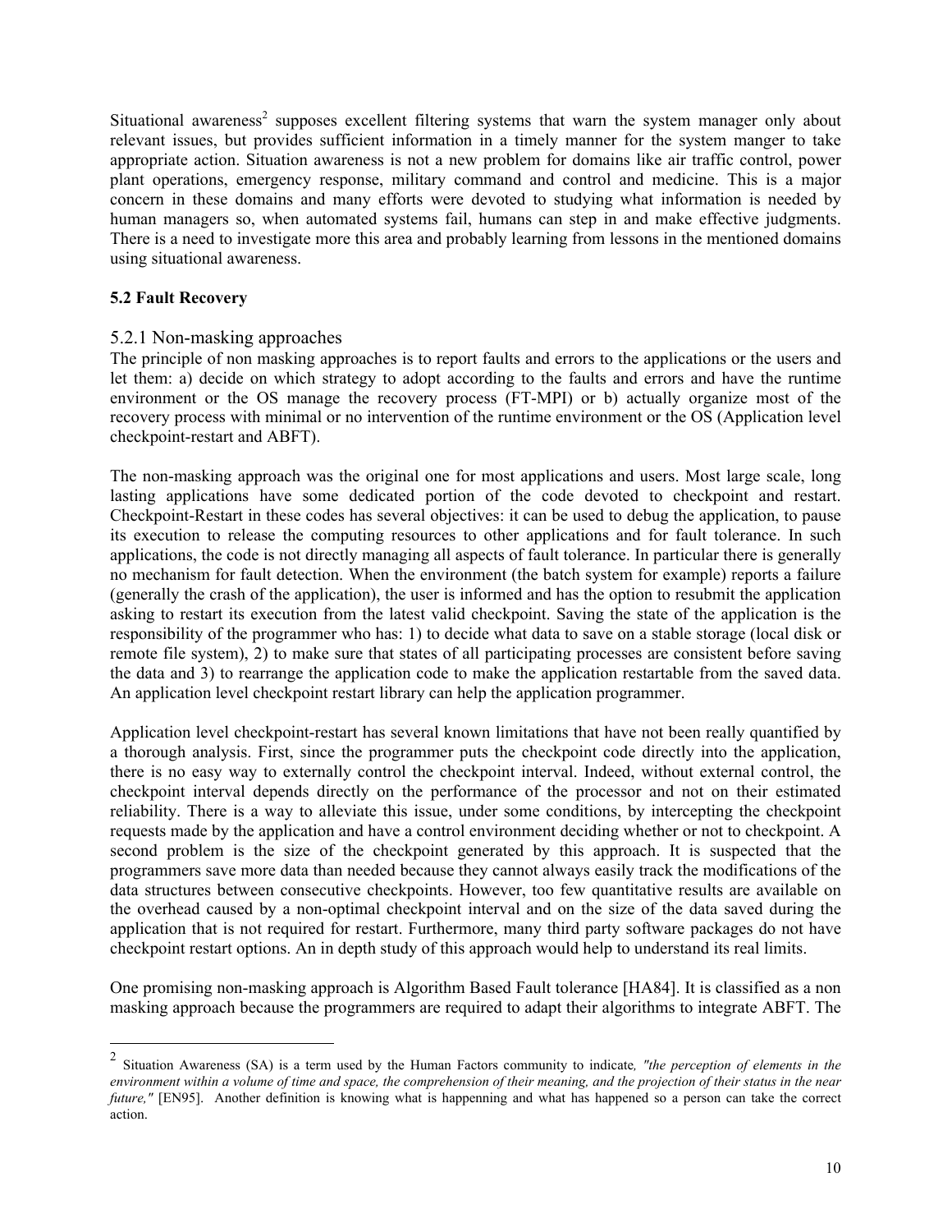Situational awareness[2] supposes excellent filtering systems that warn the system manager only about relevant issues, but provides sufficient information in a timely manner for the system manger to take appropriate action. Situation awareness is not a new problem for domains like air traffic control, power plant operations, emergency response, military command and control and medicine. This is a major concern in these domains and many efforts were devoted to studying what information is needed by human managers so, when automated systems fail, humans can step in and make effective judgments. There is a need to investigate more this area and probably learning from lessons in the mentioned domains using situational awareness.

**5.2 Fault Recovery**

### 5.2.1 Non-masking approaches

The principle of non masking approaches is to report faults and errors to the applications or the users and let them: a) decide on which strategy to adopt according to the faults and errors and have the runtime environment or the OS manage the recovery process (FT-MPI) or b) actually organize most of the recovery process with minimal or no intervention of the runtime environment or the OS (Application level checkpoint-restart and ABFT).

The non-masking approach was the original one for most applications and users. Most large scale, long lasting applications have some dedicated portion of the code devoted to checkpoint and restart. Checkpoint-Restart in these codes has several objectives: it can be used to debug the application, to pause its execution to release the computing resources to other applications and for fault tolerance. In such applications, the code is not directly managing all aspects of fault tolerance. In particular there is generally no mechanism for fault detection. When the environment (the batch system for example) reports a failure (generally the crash of the application), the user is informed and has the option to resubmit the application asking to restart its execution from the latest valid checkpoint. Saving the state of the application is the responsibility of the programmer who has: 1) to decide what data to save on a stable storage (local disk or remote file system), 2) to make sure that states of all participating processes are consistent before saving the data and 3) to rearrange the application code to make the application restartable from the saved data. An application level checkpoint restart library can help the application programmer.

Application level checkpoint-restart has several known limitations that have not been really quantified by a thorough analysis. First, since the programmer puts the checkpoint code directly into the application, there is no easy way to externally control the checkpoint interval. Indeed, without external control, the checkpoint interval depends directly on the performance of the processor and not on their estimated reliability. There is a way to alleviate this issue, under some conditions, by intercepting the checkpoint requests made by the application and have a control environment deciding whether or not to checkpoint. A second problem is the size of the checkpoint generated by this approach. It is suspected that the programmers save more data than needed because they cannot always easily track the modifications of the data structures between consecutive checkpoints. However, too few quantitative results are available on the overhead caused by a non-optimal checkpoint interval and on the size of the data saved during the application that is not required for restart. Furthermore, many third party software packages do not have checkpoint restart options. An in depth study of this approach would help to understand its real limits.

One promising non-masking approach is Algorithm Based Fault tolerance [HA84]. It is classified as a non masking approach because the programmers are required to adapt their algorithms to integrate ABFT. The

---

[2] Situation Awareness (SA) is a term used by the Human Factors community to indicate*, "the perception of elements in the environment within a volume of time and space, the comprehension of their meaning, and the projection of their status in the near future,"* [EN95]. Another definition is knowing what is happenning and what has happened so a person can take the correct action.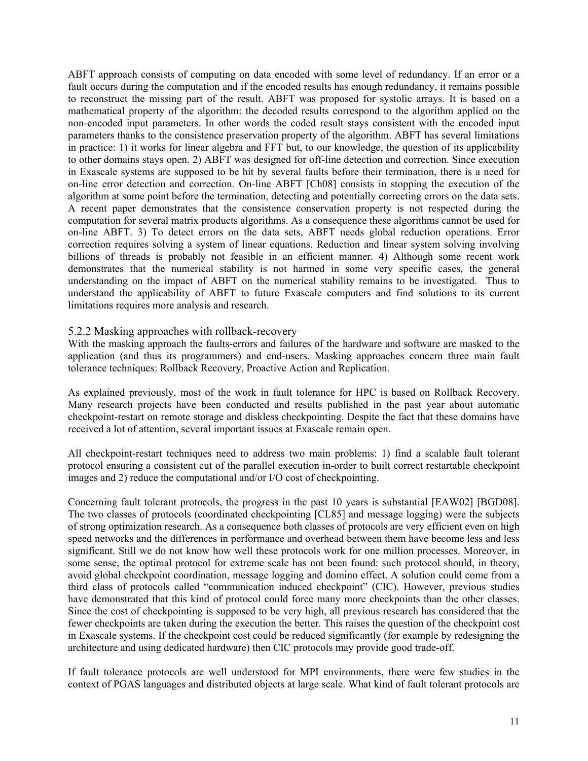ABFT approach consists of computing on data encoded with some level of redundancy. If an error or a fault occurs during the computation and if the encoded results has enough redundancy, it remains possible to reconstruct the missing part of the result. ABFT was proposed for systolic arrays. It is based on a mathematical property of the algorithm: the decoded results correspond to the algorithm applied on the non-encoded input parameters. In other words the coded result stays consistent with the encoded input parameters thanks to the consistence preservation property of the algorithm. ABFT has several limitations in practice: 1) it works for linear algebra and FFT but, to our knowledge, the question of its applicability to other domains stays open. 2) ABFT was designed for off-line detection and correction. Since execution in Exascale systems are supposed to be hit by several faults before their termination, there is a need for on-line error detection and correction. On-line ABFT [Ch08] consists in stopping the execution of the algorithm at some point before the termination, detecting and potentially correcting errors on the data sets. A recent paper demonstrates that the consistence conservation property is not respected during the computation for several matrix products algorithms. As a consequence these algorithms cannot be used for on-line ABFT. 3) To detect errors on the data sets, ABFT needs global reduction operations. Error correction requires solving a system of linear equations. Reduction and linear system solving involving billions of threads is probably not feasible in an efficient manner. 4) Although some recent work demonstrates that the numerical stability is not harmed in some very specific cases, the general understanding on the impact of ABFT on the numerical stability remains to be investigated. Thus to understand the applicability of ABFT to future Exascale computers and find solutions to its current limitations requires more analysis and research.

### 5.2.2 Masking approaches with rollback-recovery

With the masking approach the faults-errors and failures of the hardware and software are masked to the application (and thus its programmers) and end-users. Masking approaches concern three main fault tolerance techniques: Rollback Recovery, Proactive Action and Replication.

As explained previously, most of the work in fault tolerance for HPC is based on Rollback Recovery. Many research projects have been conducted and results published in the past year about automatic checkpoint-restart on remote storage and diskless checkpointing. Despite the fact that these domains have received a lot of attention, several important issues at Exascale remain open.

All checkpoint-restart techniques need to address two main problems: 1) find a scalable fault tolerant protocol ensuring a consistent cut of the parallel execution in-order to built correct restartable checkpoint images and 2) reduce the computational and/or I/O cost of checkpointing.

Concerning fault tolerant protocols, the progress in the past 10 years is substantial [EAW02] [BGD08]. The two classes of protocols (coordinated checkpointing [CL85] and message logging) were the subjects of strong optimization research. As a consequence both classes of protocols are very efficient even on high speed networks and the differences in performance and overhead between them have become less and less significant. Still we do not know how well these protocols work for one million processes. Moreover, in some sense, the optimal protocol for extreme scale has not been found: such protocol should, in theory, avoid global checkpoint coordination, message logging and domino effect. A solution could come from a third class of protocols called "communication induced checkpoint" (CIC). However, previous studies have demonstrated that this kind of protocol could force many more checkpoints than the other classes. Since the cost of checkpointing is supposed to be very high, all previous research has considered that the fewer checkpoints are taken during the execution the better. This raises the question of the checkpoint cost in Exascale systems. If the checkpoint cost could be reduced significantly (for example by redesigning the architecture and using dedicated hardware) then CIC protocols may provide good trade-off.

If fault tolerance protocols are well understood for MPI environments, there were few studies in the context of PGAS languages and distributed objects at large scale. What kind of fault tolerant protocols are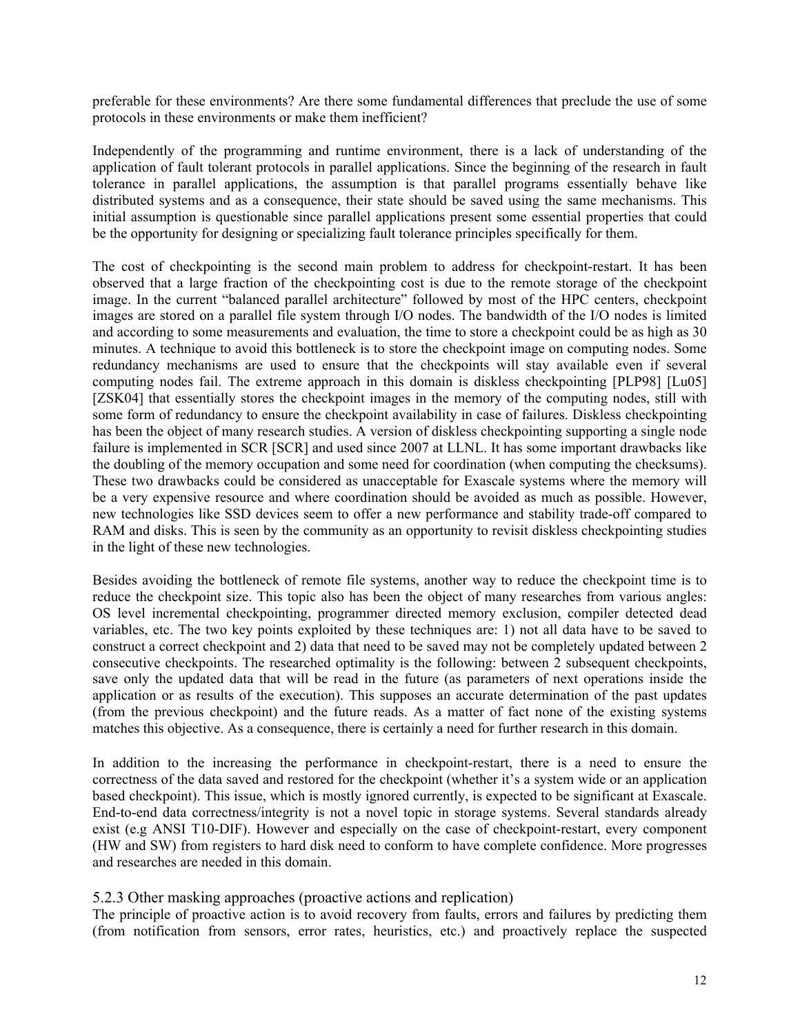preferable for these environments? Are there some fundamental differences that preclude the use of some protocols in these environments or make them inefficient?

Independently of the programming and runtime environment, there is a lack of understanding of the application of fault tolerant protocols in parallel applications. Since the beginning of the research in fault tolerance in parallel applications, the assumption is that parallel programs essentially behave like distributed systems and as a consequence, their state should be saved using the same mechanisms. This initial assumption is questionable since parallel applications present some essential properties that could be the opportunity for designing or specializing fault tolerance principles specifically for them.

The cost of checkpointing is the second main problem to address for checkpoint-restart. It has been observed that a large fraction of the checkpointing cost is due to the remote storage of the checkpoint image. In the current "balanced parallel architecture" followed by most of the HPC centers, checkpoint images are stored on a parallel file system through I/O nodes. The bandwidth of the I/O nodes is limited and according to some measurements and evaluation, the time to store a checkpoint could be as high as 30 minutes. A technique to avoid this bottleneck is to store the checkpoint image on computing nodes. Some redundancy mechanisms are used to ensure that the checkpoints will stay available even if several computing nodes fail. The extreme approach in this domain is diskless checkpointing [PLP98] [Lu05] [ZSK04] that essentially stores the checkpoint images in the memory of the computing nodes, still with some form of redundancy to ensure the checkpoint availability in case of failures. Diskless checkpointing has been the object of many research studies. A version of diskless checkpointing supporting a single node failure is implemented in SCR [SCR] and used since 2007 at LLNL. It has some important drawbacks like the doubling of the memory occupation and some need for coordination (when computing the checksums). These two drawbacks could be considered as unacceptable for Exascale systems where the memory will be a very expensive resource and where coordination should be avoided as much as possible. However, new technologies like SSD devices seem to offer a new performance and stability trade-off compared to RAM and disks. This is seen by the community as an opportunity to revisit diskless checkpointing studies in the light of these new technologies.

Besides avoiding the bottleneck of remote file systems, another way to reduce the checkpoint time is to reduce the checkpoint size. This topic also has been the object of many researches from various angles: OS level incremental checkpointing, programmer directed memory exclusion, compiler detected dead variables, etc. The two key points exploited by these techniques are: 1) not all data have to be saved to construct a correct checkpoint and 2) data that need to be saved may not be completely updated between 2 consecutive checkpoints. The researched optimality is the following: between 2 subsequent checkpoints, save only the updated data that will be read in the future (as parameters of next operations inside the application or as results of the execution). This supposes an accurate determination of the past updates (from the previous checkpoint) and the future reads. As a matter of fact none of the existing systems matches this objective. As a consequence, there is certainly a need for further research in this domain.

In addition to the increasing the performance in checkpoint-restart, there is a need to ensure the correctness of the data saved and restored for the checkpoint (whether it's a system wide or an application based checkpoint). This issue, which is mostly ignored currently, is expected to be significant at Exascale. End-to-end data correctness/integrity is not a novel topic in storage systems. Several standards already exist (e.g ANSI T10-DIF). However and especially on the case of checkpoint-restart, every component (HW and SW) from registers to hard disk need to conform to have complete confidence. More progresses and researches are needed in this domain.

### 5.2.3 Other masking approaches (proactive actions and replication)

The principle of proactive action is to avoid recovery from faults, errors and failures by predicting them (from notification from sensors, error rates, heuristics, etc.) and proactively replace the suspected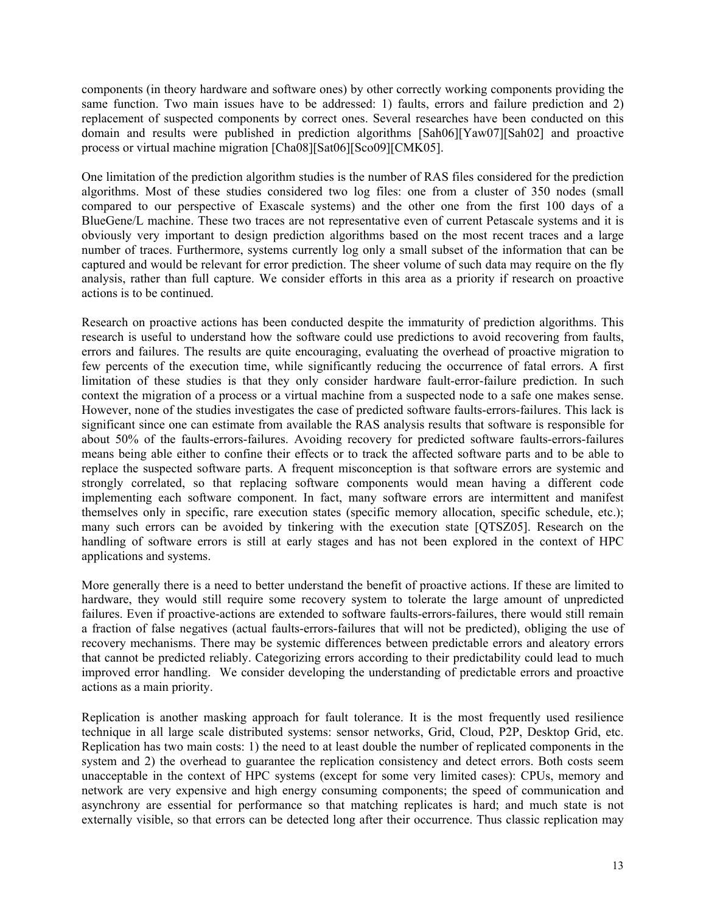components (in theory hardware and software ones) by other correctly working components providing the same function. Two main issues have to be addressed: 1) faults, errors and failure prediction and 2) replacement of suspected components by correct ones. Several researches have been conducted on this domain and results were published in prediction algorithms [Sah06][Yaw07][Sah02] and proactive process or virtual machine migration [Cha08][Sat06][Sco09][CMK05].

One limitation of the prediction algorithm studies is the number of RAS files considered for the prediction algorithms. Most of these studies considered two log files: one from a cluster of 350 nodes (small compared to our perspective of Exascale systems) and the other one from the first 100 days of a BlueGene/L machine. These two traces are not representative even of current Petascale systems and it is obviously very important to design prediction algorithms based on the most recent traces and a large number of traces. Furthermore, systems currently log only a small subset of the information that can be captured and would be relevant for error prediction. The sheer volume of such data may require on the fly analysis, rather than full capture. We consider efforts in this area as a priority if research on proactive actions is to be continued.

Research on proactive actions has been conducted despite the immaturity of prediction algorithms. This research is useful to understand how the software could use predictions to avoid recovering from faults, errors and failures. The results are quite encouraging, evaluating the overhead of proactive migration to few percents of the execution time, while significantly reducing the occurrence of fatal errors. A first limitation of these studies is that they only consider hardware fault-error-failure prediction. In such context the migration of a process or a virtual machine from a suspected node to a safe one makes sense. However, none of the studies investigates the case of predicted software faults-errors-failures. This lack is significant since one can estimate from available the RAS analysis results that software is responsible for about 50% of the faults-errors-failures. Avoiding recovery for predicted software faults-errors-failures means being able either to confine their effects or to track the affected software parts and to be able to replace the suspected software parts. A frequent misconception is that software errors are systemic and strongly correlated, so that replacing software components would mean having a different code implementing each software component. In fact, many software errors are intermittent and manifest themselves only in specific, rare execution states (specific memory allocation, specific schedule, etc.); many such errors can be avoided by tinkering with the execution state [QTSZ05]. Research on the handling of software errors is still at early stages and has not been explored in the context of HPC applications and systems.

More generally there is a need to better understand the benefit of proactive actions. If these are limited to hardware, they would still require some recovery system to tolerate the large amount of unpredicted failures. Even if proactive-actions are extended to software faults-errors-failures, there would still remain a fraction of false negatives (actual faults-errors-failures that will not be predicted), obliging the use of recovery mechanisms. There may be systemic differences between predictable errors and aleatory errors that cannot be predicted reliably. Categorizing errors according to their predictability could lead to much improved error handling. We consider developing the understanding of predictable errors and proactive actions as a main priority.

Replication is another masking approach for fault tolerance. It is the most frequently used resilience technique in all large scale distributed systems: sensor networks, Grid, Cloud, P2P, Desktop Grid, etc. Replication has two main costs: 1) the need to at least double the number of replicated components in the system and 2) the overhead to guarantee the replication consistency and detect errors. Both costs seem unacceptable in the context of HPC systems (except for some very limited cases): CPUs, memory and network are very expensive and high energy consuming components; the speed of communication and asynchrony are essential for performance so that matching replicates is hard; and much state is not externally visible, so that errors can be detected long after their occurrence. Thus classic replication may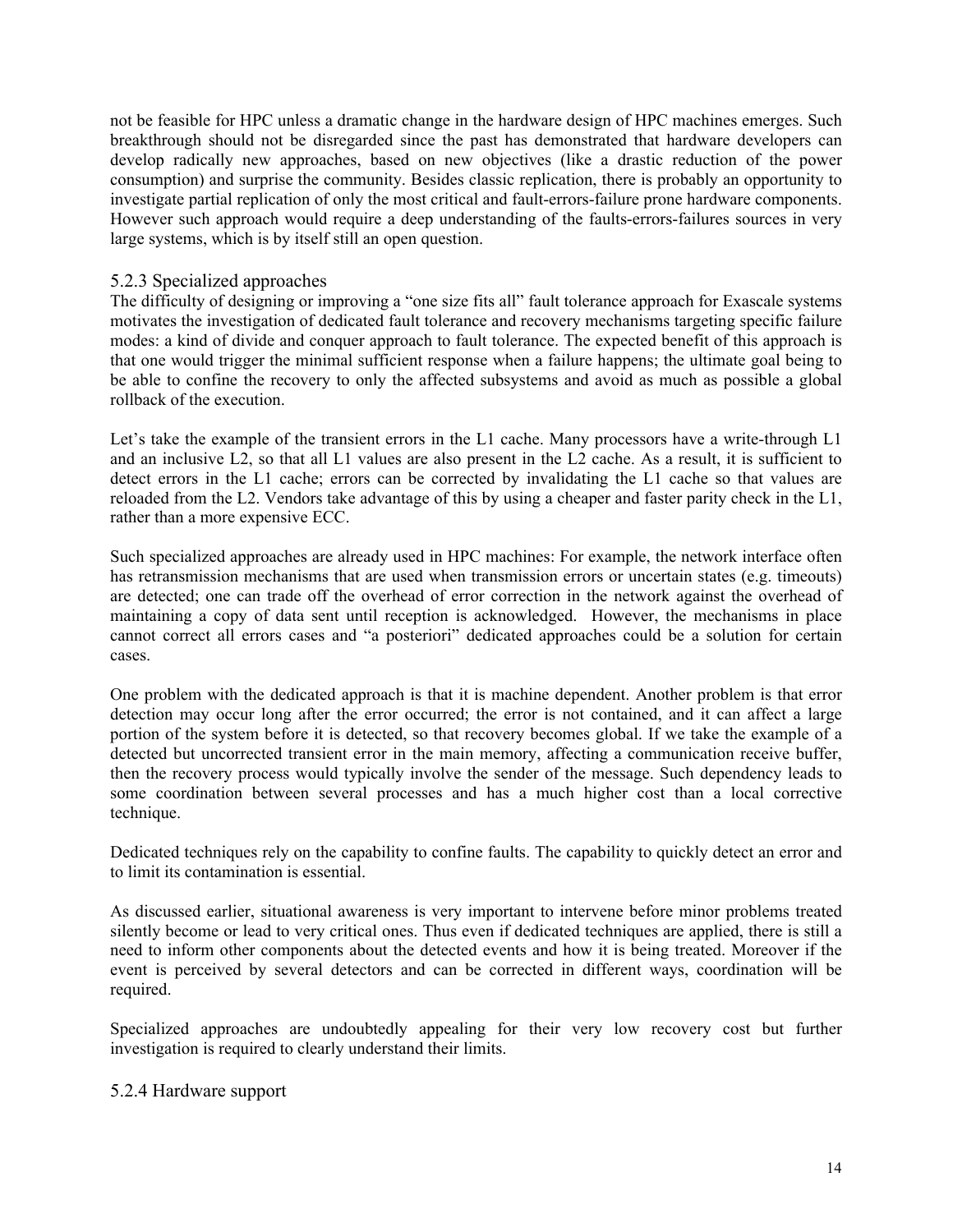not be feasible for HPC unless a dramatic change in the hardware design of HPC machines emerges. Such breakthrough should not be disregarded since the past has demonstrated that hardware developers can develop radically new approaches, based on new objectives (like a drastic reduction of the power consumption) and surprise the community. Besides classic replication, there is probably an opportunity to investigate partial replication of only the most critical and fault-errors-failure prone hardware components. However such approach would require a deep understanding of the faults-errors-failures sources in very large systems, which is by itself still an open question.

### 5.2.3 Specialized approaches

The difficulty of designing or improving a "one size fits all" fault tolerance approach for Exascale systems motivates the investigation of dedicated fault tolerance and recovery mechanisms targeting specific failure modes: a kind of divide and conquer approach to fault tolerance. The expected benefit of this approach is that one would trigger the minimal sufficient response when a failure happens; the ultimate goal being to be able to confine the recovery to only the affected subsystems and avoid as much as possible a global rollback of the execution.

Let's take the example of the transient errors in the L1 cache. Many processors have a write-through L1 and an inclusive L2, so that all L1 values are also present in the L2 cache. As a result, it is sufficient to detect errors in the L1 cache; errors can be corrected by invalidating the L1 cache so that values are reloaded from the L2. Vendors take advantage of this by using a cheaper and faster parity check in the L1, rather than a more expensive ECC.

Such specialized approaches are already used in HPC machines: For example, the network interface often has retransmission mechanisms that are used when transmission errors or uncertain states (e.g. timeouts) are detected; one can trade off the overhead of error correction in the network against the overhead of maintaining a copy of data sent until reception is acknowledged. However, the mechanisms in place cannot correct all errors cases and "a posteriori" dedicated approaches could be a solution for certain cases.

One problem with the dedicated approach is that it is machine dependent. Another problem is that error detection may occur long after the error occurred; the error is not contained, and it can affect a large portion of the system before it is detected, so that recovery becomes global. If we take the example of a detected but uncorrected transient error in the main memory, affecting a communication receive buffer, then the recovery process would typically involve the sender of the message. Such dependency leads to some coordination between several processes and has a much higher cost than a local corrective technique.

Dedicated techniques rely on the capability to confine faults. The capability to quickly detect an error and to limit its contamination is essential.

As discussed earlier, situational awareness is very important to intervene before minor problems treated silently become or lead to very critical ones. Thus even if dedicated techniques are applied, there is still a need to inform other components about the detected events and how it is being treated. Moreover if the event is perceived by several detectors and can be corrected in different ways, coordination will be required.

Specialized approaches are undoubtedly appealing for their very low recovery cost but further investigation is required to clearly understand their limits.

### 5.2.4 Hardware support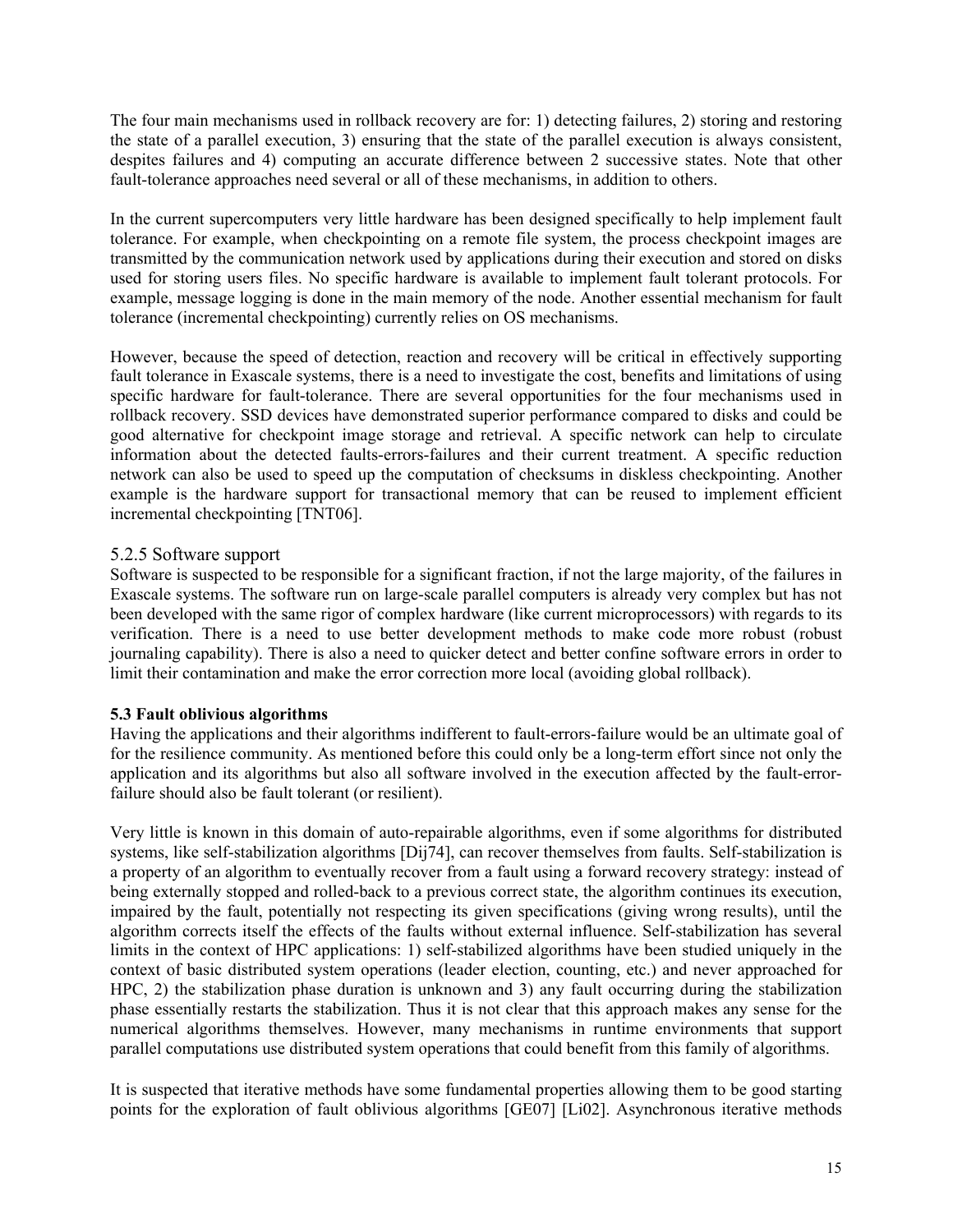The four main mechanisms used in rollback recovery are for: 1) detecting failures, 2) storing and restoring the state of a parallel execution, 3) ensuring that the state of the parallel execution is always consistent, despites failures and 4) computing an accurate difference between 2 successive states. Note that other fault-tolerance approaches need several or all of these mechanisms, in addition to others.

In the current supercomputers very little hardware has been designed specifically to help implement fault tolerance. For example, when checkpointing on a remote file system, the process checkpoint images are transmitted by the communication network used by applications during their execution and stored on disks used for storing users files. No specific hardware is available to implement fault tolerant protocols. For example, message logging is done in the main memory of the node. Another essential mechanism for fault tolerance (incremental checkpointing) currently relies on OS mechanisms.

However, because the speed of detection, reaction and recovery will be critical in effectively supporting fault tolerance in Exascale systems, there is a need to investigate the cost, benefits and limitations of using specific hardware for fault-tolerance. There are several opportunities for the four mechanisms used in rollback recovery. SSD devices have demonstrated superior performance compared to disks and could be good alternative for checkpoint image storage and retrieval. A specific network can help to circulate information about the detected faults-errors-failures and their current treatment. A specific reduction network can also be used to speed up the computation of checksums in diskless checkpointing. Another example is the hardware support for transactional memory that can be reused to implement efficient incremental checkpointing [TNT06].

### 5.2.5 Software support

Software is suspected to be responsible for a significant fraction, if not the large majority, of the failures in Exascale systems. The software run on large-scale parallel computers is already very complex but has not been developed with the same rigor of complex hardware (like current microprocessors) with regards to its verification. There is a need to use better development methods to make code more robust (robust journaling capability). There is also a need to quicker detect and better confine software errors in order to limit their contamination and make the error correction more local (avoiding global rollback).

## 5.3 Fault oblivious algorithms

Having the applications and their algorithms indifferent to fault-errors-failure would be an ultimate goal of for the resilience community. As mentioned before this could only be a long-term effort since not only the application and its algorithms but also all software involved in the execution affected by the fault-error-failure should also be fault tolerant (or resilient).

Very little is known in this domain of auto-repairable algorithms, even if some algorithms for distributed systems, like self-stabilization algorithms [Dij74], can recover themselves from faults. Self-stabilization is a property of an algorithm to eventually recover from a fault using a forward recovery strategy: instead of being externally stopped and rolled-back to a previous correct state, the algorithm continues its execution, impaired by the fault, potentially not respecting its given specifications (giving wrong results), until the algorithm corrects itself the effects of the faults without external influence. Self-stabilization has several limits in the context of HPC applications: 1) self-stabilized algorithms have been studied uniquely in the context of basic distributed system operations (leader election, counting, etc.) and never approached for HPC, 2) the stabilization phase duration is unknown and 3) any fault occurring during the stabilization phase essentially restarts the stabilization. Thus it is not clear that this approach makes any sense for the numerical algorithms themselves. However, many mechanisms in runtime environments that support parallel computations use distributed system operations that could benefit from this family of algorithms.

It is suspected that iterative methods have some fundamental properties allowing them to be good starting points for the exploration of fault oblivious algorithms [GE07] [Li02]. Asynchronous iterative methods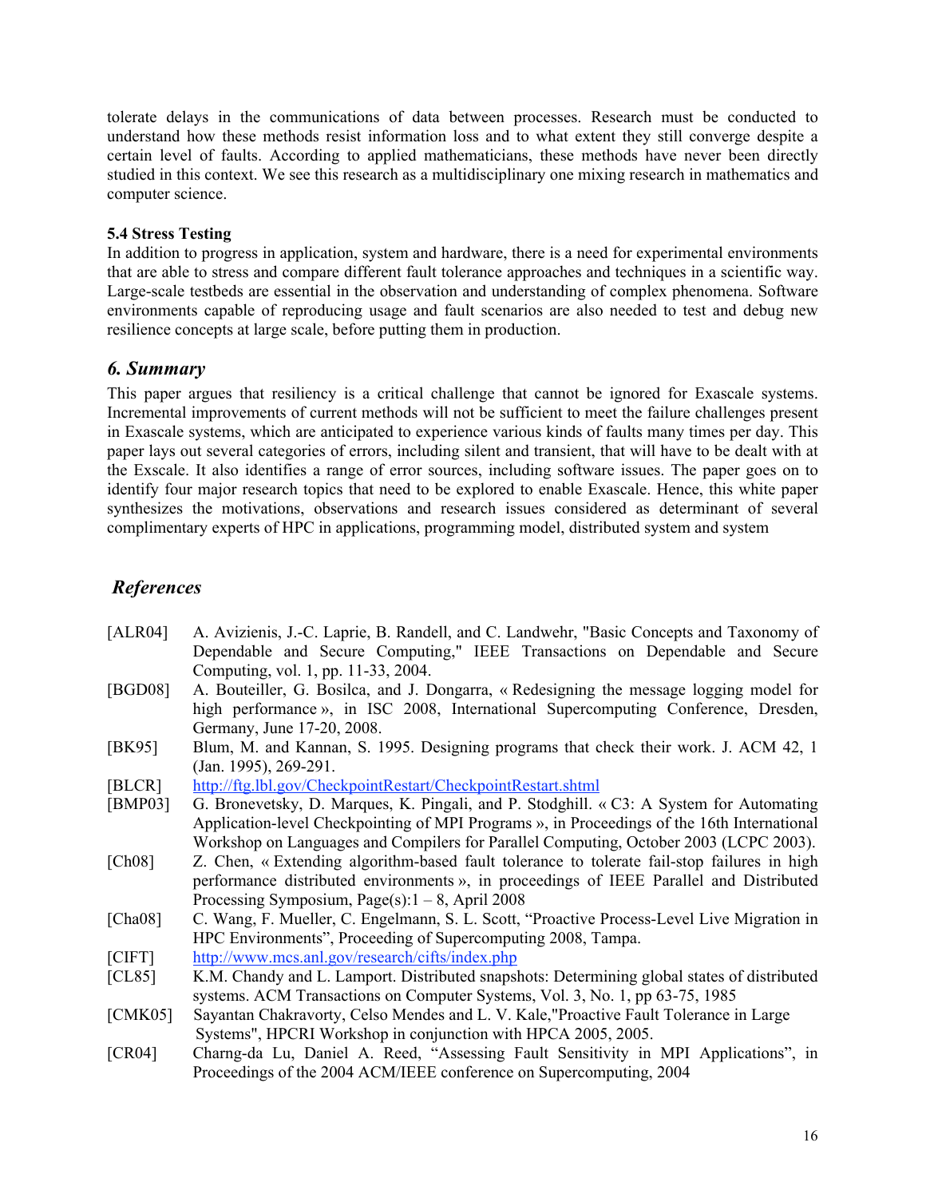tolerate delays in the communications of data between processes. Research must be conducted to understand how these methods resist information loss and to what extent they still converge despite a certain level of faults. According to applied mathematicians, these methods have never been directly studied in this context. We see this research as a multidisciplinary one mixing research in mathematics and computer science.

### 5.4 Stress Testing

In addition to progress in application, system and hardware, there is a need for experimental environments that are able to stress and compare different fault tolerance approaches and techniques in a scientific way. Large-scale testbeds are essential in the observation and understanding of complex phenomena. Software environments capable of reproducing usage and fault scenarios are also needed to test and debug new resilience concepts at large scale, before putting them in production.

## *6. Summary*

This paper argues that resiliency is a critical challenge that cannot be ignored for Exascale systems. Incremental improvements of current methods will not be sufficient to meet the failure challenges present in Exascale systems, which are anticipated to experience various kinds of faults many times per day. This paper lays out several categories of errors, including silent and transient, that will have to be dealt with at the Exscale. It also identifies a range of error sources, including software issues. The paper goes on to identify four major research topics that need to be explored to enable Exascale. Hence, this white paper synthesizes the motivations, observations and research issues considered as determinant of several complimentary experts of HPC in applications, programming model, distributed system and system

## *References*

[ALR04] A. Avizienis, J.-C. Laprie, B. Randell, and C. Landwehr, "Basic Concepts and Taxonomy of Dependable and Secure Computing," IEEE Transactions on Dependable and Secure Computing, vol. 1, pp. 11-33, 2004.

[BGD08] A. Bouteiller, G. Bosilca, and J. Dongarra, « Redesigning the message logging model for high performance », in ISC 2008, International Supercomputing Conference, Dresden, Germany, June 17-20, 2008.

[BK95] Blum, M. and Kannan, S. 1995. Designing programs that check their work. J. ACM 42, 1 (Jan. 1995), 269-291.

[BLCR] http://ftg.lbl.gov/CheckpointRestart/CheckpointRestart.shtml

[BMP03] G. Bronevetsky, D. Marques, K. Pingali, and P. Stodghill. « C3: A System for Automating Application-level Checkpointing of MPI Programs », in Proceedings of the 16th International Workshop on Languages and Compilers for Parallel Computing, October 2003 (LCPC 2003).

[Ch08] Z. Chen, « Extending algorithm-based fault tolerance to tolerate fail-stop failures in high performance distributed environments », in proceedings of IEEE Parallel and Distributed Processing Symposium, Page(s):1 – 8, April 2008

[Cha08] C. Wang, F. Mueller, C. Engelmann, S. L. Scott, “Proactive Process-Level Live Migration in HPC Environments”, Proceeding of Supercomputing 2008, Tampa.

[CIFT] http://www.mcs.anl.gov/research/cifts/index.php

[CL85] K.M. Chandy and L. Lamport. Distributed snapshots: Determining global states of distributed systems. ACM Transactions on Computer Systems, Vol. 3, No. 1, pp 63-75, 1985

[CMK05] Sayantan Chakravorty, Celso Mendes and L. V. Kale,"Proactive Fault Tolerance in Large Systems", HPCRI Workshop in conjunction with HPCA 2005, 2005.

[CR04] Charng-da Lu, Daniel A. Reed, “Assessing Fault Sensitivity in MPI Applications”, in Proceedings of the 2004 ACM/IEEE conference on Supercomputing, 2004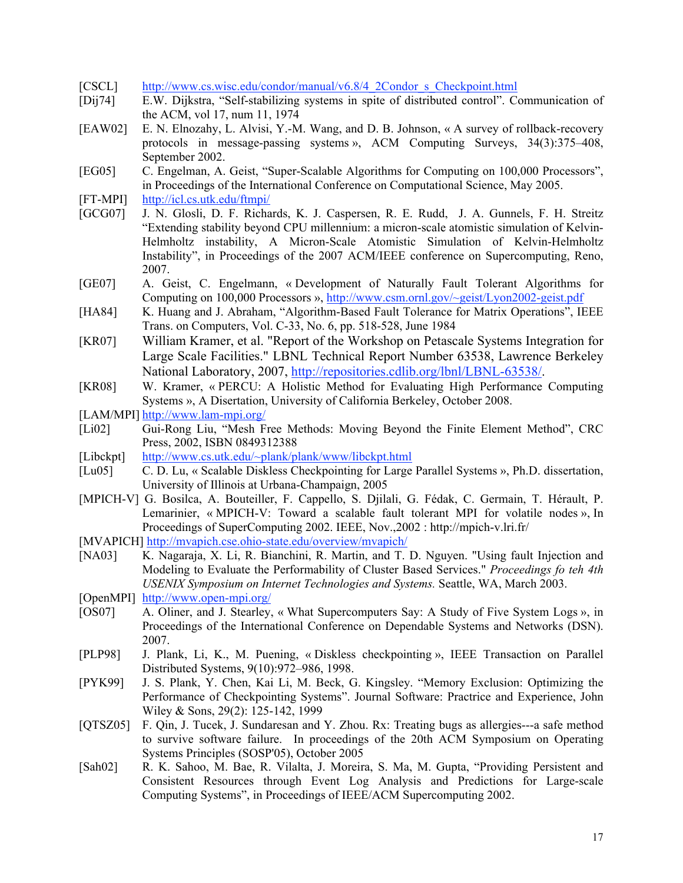[CSCL] http://www.cs.wisc.edu/condor/manual/v6.8/4_2Condor_s_Checkpoint.html

[Dij74] E.W. Dijkstra, “Self-stabilizing systems in spite of distributed control”. Communication of the ACM, vol 17, num 11, 1974

[EAW02] E. N. Elnozahy, L. Alvisi, Y.-M. Wang, and D. B. Johnson, « A survey of rollback-recovery protocols in message-passing systems », ACM Computing Surveys, 34(3):375–408, September 2002.

[EG05] C. Engelman, A. Geist, “Super-Scalable Algorithms for Computing on 100,000 Processors”, in Proceedings of the International Conference on Computational Science, May 2005.

[FT-MPI] http://icl.cs.utk.edu/ftmpi/

[GCG07] J. N. Glosli, D. F. Richards, K. J. Caspersen, R. E. Rudd, J. A. Gunnels, F. H. Streitz “Extending stability beyond CPU millennium: a micron-scale atomistic simulation of Kelvin-Helmholtz instability, A Micron-Scale Atomistic Simulation of Kelvin-Helmholtz Instability”, in Proceedings of the 2007 ACM/IEEE conference on Supercomputing, Reno, 2007.

[GE07] A. Geist, C. Engelmann, « Development of Naturally Fault Tolerant Algorithms for Computing on 100,000 Processors », http://www.csm.ornl.gov/~geist/Lyon2002-geist.pdf

[HA84] K. Huang and J. Abraham, “Algorithm-Based Fault Tolerance for Matrix Operations”, IEEE Trans. on Computers, Vol. C-33, No. 6, pp. 518-528, June 1984

[KR07] William Kramer, et al. "Report of the Workshop on Petascale Systems Integration for Large Scale Facilities." LBNL Technical Report Number 63538, Lawrence Berkeley National Laboratory, 2007, http://repositories.cdlib.org/lbnl/LBNL-63538/.

[KR08] W. Kramer, « PERCU: A Holistic Method for Evaluating High Performance Computing Systems », A Disertation, University of California Berkeley, October 2008.

[LAM/MPI] http://www.lam-mpi.org/

[Li02] Gui-Rong Liu, “Mesh Free Methods: Moving Beyond the Finite Element Method”, CRC Press, 2002, ISBN 0849312388

[Libckpt] http://www.cs.utk.edu/~plank/plank/www/libckpt.html

[Lu05] C. D. Lu, « Scalable Diskless Checkpointing for Large Parallel Systems », Ph.D. dissertation, University of Illinois at Urbana-Champaign, 2005

[MPICH-V] G. Bosilca, A. Bouteiller, F. Cappello, S. Djilali, G. Fédak, C. Germain, T. Hérault, P. Lemarinier, « MPICH-V: Toward a scalable fault tolerant MPI for volatile nodes », In Proceedings of SuperComputing 2002. IEEE, Nov.,2002 : http://mpich-v.lri.fr/

[MVAPICH] http://mvapich.cse.ohio-state.edu/overview/mvapich/

[NA03] K. Nagaraja, X. Li, R. Bianchini, R. Martin, and T. D. Nguyen. "Using fault Injection and Modeling to Evaluate the Performability of Cluster Based Services." *Proceedings fo teh 4th USENIX Symposium on Internet Technologies and Systems.* Seattle, WA, March 2003.

[OpenMPI] http://www.open-mpi.org/

[OS07] A. Oliner, and J. Stearley, « What Supercomputers Say: A Study of Five System Logs », in Proceedings of the International Conference on Dependable Systems and Networks (DSN). 2007.

[PLP98] J. Plank, Li, K., M. Puening, « Diskless checkpointing », IEEE Transaction on Parallel Distributed Systems, 9(10):972–986, 1998.

[PYK99] J. S. Plank, Y. Chen, Kai Li, M. Beck, G. Kingsley. “Memory Exclusion: Optimizing the Performance of Checkpointing Systems”. Journal Software: Practrice and Experience, John Wiley & Sons, 29(2): 125-142, 1999

[QTSZ05] F. Qin, J. Tucek, J. Sundaresan and Y. Zhou. Rx: Treating bugs as allergies---a safe method to survive software failure. In proceedings of the 20th ACM Symposium on Operating Systems Principles (SOSP'05), October 2005

[Sah02] R. K. Sahoo, M. Bae, R. Vilalta, J. Moreira, S. Ma, M. Gupta, “Providing Persistent and Consistent Resources through Event Log Analysis and Predictions for Large-scale Computing Systems”, in Proceedings of IEEE/ACM Supercomputing 2002.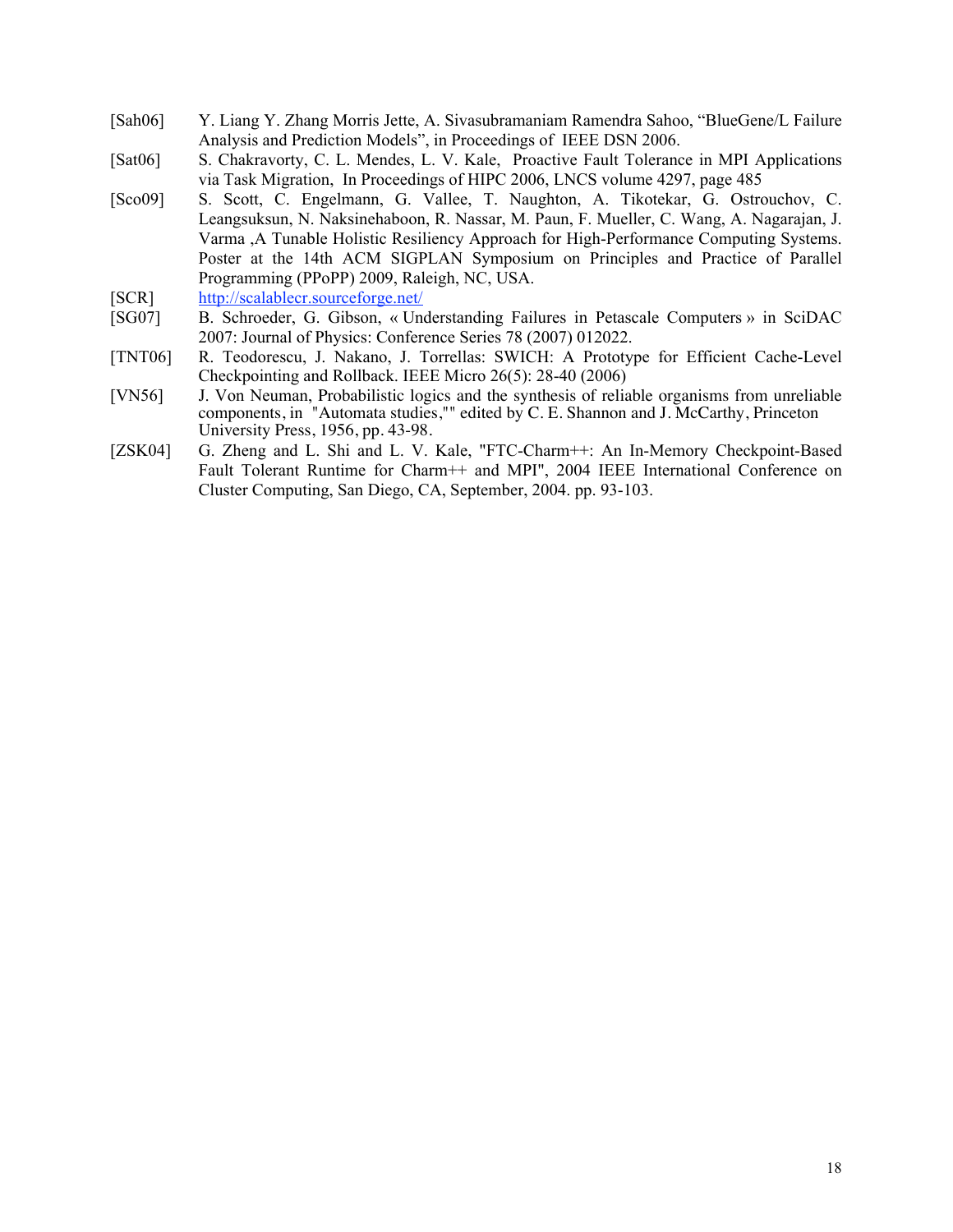[Sah06] Y. Liang Y. Zhang Morris Jette, A. Sivasubramaniam Ramendra Sahoo, "BlueGene/L Failure Analysis and Prediction Models", in Proceedings of IEEE DSN 2006.

[Sat06] S. Chakravorty, C. L. Mendes, L. V. Kale, Proactive Fault Tolerance in MPI Applications via Task Migration, In Proceedings of HIPC 2006, LNCS volume 4297, page 485

[Sco09] S. Scott, C. Engelmann, G. Vallee, T. Naughton, A. Tikotekar, G. Ostrouchov, C. Leangsuksun, N. Naksinehaboon, R. Nassar, M. Paun, F. Mueller, C. Wang, A. Nagarajan, J. Varma ,A Tunable Holistic Resiliency Approach for High-Performance Computing Systems. Poster at the 14th ACM SIGPLAN Symposium on Principles and Practice of Parallel Programming (PPoPP) 2009, Raleigh, NC, USA.

[SCR] http://scalablecr.sourceforge.net/

[SG07] B. Schroeder, G. Gibson, « Understanding Failures in Petascale Computers » in SciDAC 2007: Journal of Physics: Conference Series 78 (2007) 012022.

[TNT06] R. Teodorescu, J. Nakano, J. Torrellas: SWICH: A Prototype for Efficient Cache-Level Checkpointing and Rollback. IEEE Micro 26(5): 28-40 (2006)

[VN56] J. Von Neuman, Probabilistic logics and the synthesis of reliable organisms from unreliable components, in "Automata studies,"" edited by C. E. Shannon and J. McCarthy, Princeton University Press, 1956, pp. 43-98.

[ZSK04] G. Zheng and L. Shi and L. V. Kale, "FTC-Charm++: An In-Memory Checkpoint-Based Fault Tolerant Runtime for Charm++ and MPI", 2004 IEEE International Conference on Cluster Computing, San Diego, CA, September, 2004. pp. 93-103.